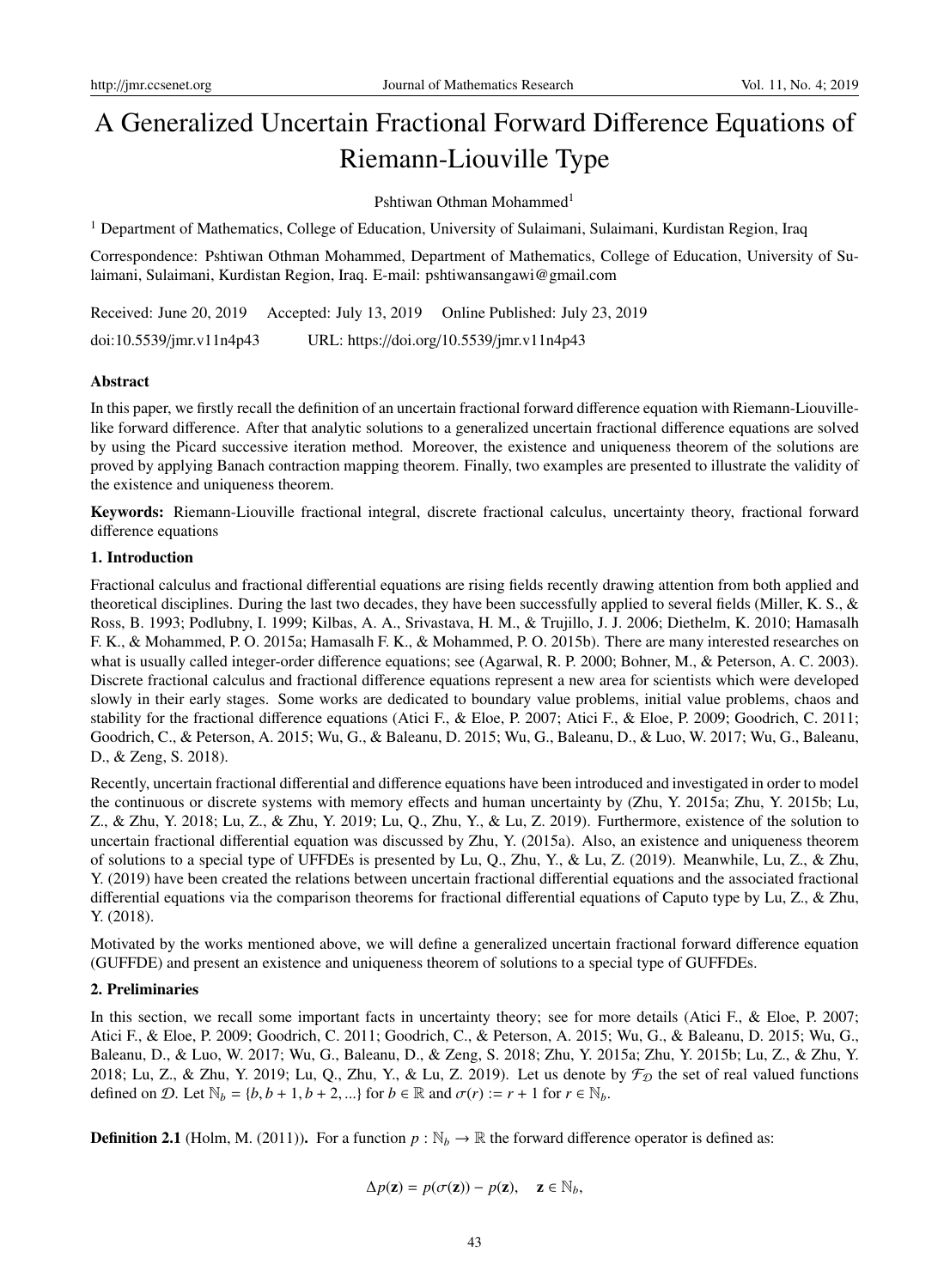# A Generalized Uncertain Fractional Forward Difference Equations of Riemann-Liouville Type

Pshtiwan Othman Mohammed[1]

[1] Department of Mathematics, College of Education, University of Sulaimani, Sulaimani, Kurdistan Region, Iraq

Correspondence: Pshtiwan Othman Mohammed, Department of Mathematics, College of Education, University of Sulaimani, Sulaimani, Kurdistan Region, Iraq. E-mail: pshtiwansangawi@gmail.com

Received: June 20, 2019    Accepted: July 13, 2019    Online Published: July 23, 2019

doi:10.5539/jmr.v11n4p43    URL: https://doi.org/10.5539/jmr.v11n4p43

## Abstract

In this paper, we firstly recall the definition of an uncertain fractional forward difference equation with Riemann-Liouville-like forward difference. After that analytic solutions to a generalized uncertain fractional difference equations are solved by using the Picard successive iteration method. Moreover, the existence and uniqueness theorem of the solutions are proved by applying Banach contraction mapping theorem. Finally, two examples are presented to illustrate the validity of the existence and uniqueness theorem.

**Keywords:** Riemann-Liouville fractional integral, discrete fractional calculus, uncertainty theory, fractional forward difference equations

## 1. Introduction

Fractional calculus and fractional differential equations are rising fields recently drawing attention from both applied and theoretical disciplines. During the last two decades, they have been successfully applied to several fields (Miller, K. S., & Ross, B. 1993; Podlubny, I. 1999; Kilbas, A. A., Srivastava, H. M., & Trujillo, J. J. 2006; Diethelm, K. 2010; Hamasalh F. K., & Mohammed, P. O. 2015a; Hamasalh F. K., & Mohammed, P. O. 2015b). There are many interested researches on what is usually called integer-order difference equations; see (Agarwal, R. P. 2000; Bohner, M., & Peterson, A. C. 2003). Discrete fractional calculus and fractional difference equations represent a new area for scientists which were developed slowly in their early stages. Some works are dedicated to boundary value problems, initial value problems, chaos and stability for the fractional difference equations (Atici F., & Eloe, P. 2007; Atici F., & Eloe, P. 2009; Goodrich, C. 2011; Goodrich, C., & Peterson, A. 2015; Wu, G., & Baleanu, D. 2015; Wu, G., Baleanu, D., & Luo, W. 2017; Wu, G., Baleanu, D., & Zeng, S. 2018).

Recently, uncertain fractional differential and difference equations have been introduced and investigated in order to model the continuous or discrete systems with memory effects and human uncertainty by (Zhu, Y. 2015a; Zhu, Y. 2015b; Lu, Z., & Zhu, Y. 2018; Lu, Z., & Zhu, Y. 2019; Lu, Q., Zhu, Y., & Lu, Z. 2019). Furthermore, existence of the solution to uncertain fractional differential equation was discussed by Zhu, Y. (2015a). Also, an existence and uniqueness theorem of solutions to a special type of UFFDEs is presented by Lu, Q., Zhu, Y., & Lu, Z. (2019). Meanwhile, Lu, Z., & Zhu, Y. (2019) have been created the relations between uncertain fractional differential equations and the associated fractional differential equations via the comparison theorems for fractional differential equations of Caputo type by Lu, Z., & Zhu, Y. (2018).

Motivated by the works mentioned above, we will define a generalized uncertain fractional forward difference equation (GUFFDE) and present an existence and uniqueness theorem of solutions to a special type of GUFFDEs.

## 2. Preliminaries

In this section, we recall some important facts in uncertainty theory; see for more details (Atici F., & Eloe, P. 2007; Atici F., & Eloe, P. 2009; Goodrich, C. 2011; Goodrich, C., & Peterson, A. 2015; Wu, G., & Baleanu, D. 2015; Wu, G., Baleanu, D., & Luo, W. 2017; Wu, G., Baleanu, D., & Zeng, S. 2018; Zhu, Y. 2015a; Zhu, Y. 2015b; Lu, Z., & Zhu, Y. 2018; Lu, Z., & Zhu, Y. 2019; Lu, Q., Zhu, Y., & Lu, Z. 2019). Let us denote by $\mathcal{F}_{\mathcal{D}}$ the set of real valued functions defined on $\mathcal{D}$. Let $\mathbb{N}_b = \{b, b+1, b+2, ...\}$ for $b \in \mathbb{R}$ and $\sigma(r) := r + 1$ for $r \in \mathbb{N}_b$.

**Definition 2.1** (Holm, M. (2011)). For a function $p : \mathbb{N}_b \to \mathbb{R}$ the forward difference operator is defined as:

$$\Delta p(\mathbf{z}) = p(\sigma(\mathbf{z})) - p(\mathbf{z}), \quad \mathbf{z} \in \mathbb{N}_b,$$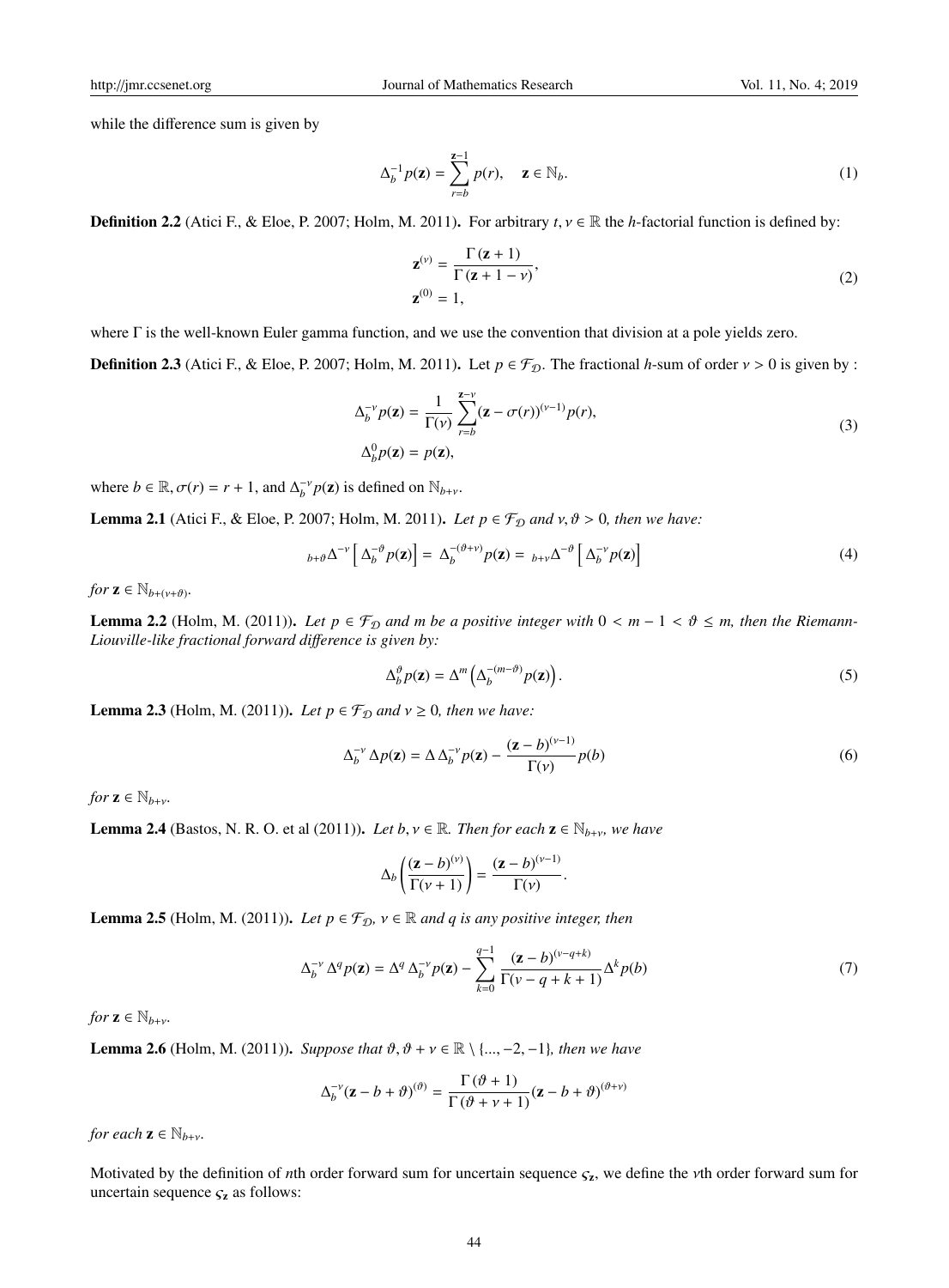while the difference sum is given by

$$\Delta_b^{-1} p(\mathbf{z}) = \sum_{r=b}^{\mathbf{z}-1} p(r), \quad \mathbf{z} \in \mathbb{N}_b. \tag{1}$$

**Definition 2.2** (Atici F., & Eloe, P. 2007; Holm, M. 2011)**.** For arbitrary $t, \nu \in \mathbb{R}$ the *h*-factorial function is defined by:

$$\begin{aligned} \mathbf{z}^{(\nu)} &= \frac{\Gamma(\mathbf{z}+1)}{\Gamma(\mathbf{z}+1-\nu)}, \\ \mathbf{z}^{(0)} &= 1, \end{aligned} \tag{2}$$

where $\Gamma$ is the well-known Euler gamma function, and we use the convention that division at a pole yields zero.

**Definition 2.3** (Atici F., & Eloe, P. 2007; Holm, M. 2011)**.** Let $p \in \mathcal{F}_{\mathcal{D}}$. The fractional *h*-sum of order $\nu > 0$ is given by :

$$\begin{aligned} \Delta_b^{-\nu} p(\mathbf{z}) &= \frac{1}{\Gamma(\nu)} \sum_{r=b}^{\mathbf{z}-\nu} (\mathbf{z} - \sigma(r))^{(\nu-1)} p(r), \\ \Delta_b^{0} p(\mathbf{z}) &= p(\mathbf{z}), \end{aligned} \tag{3}$$

where $b \in \mathbb{R}, \sigma(r) = r + 1$, and $\Delta_b^{-\nu} p(\mathbf{z})$ is defined on $\mathbb{N}_{b+\nu}$.

**Lemma 2.1** (Atici F., & Eloe, P. 2007; Holm, M. 2011)**.** *Let $p \in \mathcal{F}_{\mathcal{D}}$ and $\nu, \vartheta > 0$, then we have:*

$$_{b+\vartheta}\Delta^{-\nu}\left[\Delta_b^{-\vartheta} p(\mathbf{z})\right] = \Delta_b^{-(\vartheta+\nu)} p(\mathbf{z}) = {}_{b+\nu}\Delta^{-\vartheta}\left[\Delta_b^{-\nu} p(\mathbf{z})\right] \tag{4}$$

*for $\mathbf{z} \in \mathbb{N}_{b+(\nu+\vartheta)}$.*

**Lemma 2.2** (Holm, M. (2011))**.** *Let $p \in \mathcal{F}_{\mathcal{D}}$ and $m$ be a positive integer with $0 < m - 1 < \vartheta \leq m$, then the Riemann-Liouville-like fractional forward difference is given by:*

$$\Delta_b^{\vartheta} p(\mathbf{z}) = \Delta^m \left(\Delta_b^{-(m-\vartheta)} p(\mathbf{z})\right). \tag{5}$$

**Lemma 2.3** (Holm, M. (2011))**.** *Let $p \in \mathcal{F}_{\mathcal{D}}$ and $\nu \geq 0$, then we have:*

$$\Delta_b^{-\nu} \Delta p(\mathbf{z}) = \Delta \Delta_b^{-\nu} p(\mathbf{z}) - \frac{(\mathbf{z} - b)^{(\nu-1)}}{\Gamma(\nu)} p(b) \tag{6}$$

*for $\mathbf{z} \in \mathbb{N}_{b+\nu}$.*

**Lemma 2.4** (Bastos, N. R. O. et al (2011))**.** *Let $b, \nu \in \mathbb{R}$. Then for each $\mathbf{z} \in \mathbb{N}_{b+\nu}$, we have*

$$\Delta_b \left(\frac{(\mathbf{z} - b)^{(\nu)}}{\Gamma(\nu + 1)}\right) = \frac{(\mathbf{z} - b)^{(\nu-1)}}{\Gamma(\nu)}.$$

**Lemma 2.5** (Holm, M. (2011))**.** *Let $p \in \mathcal{F}_{\mathcal{D}}$, $\nu \in \mathbb{R}$ and $q$ is any positive integer, then*

$$\Delta_b^{-\nu} \Delta^q p(\mathbf{z}) = \Delta^q \Delta_b^{-\nu} p(\mathbf{z}) - \sum_{k=0}^{q-1} \frac{(\mathbf{z} - b)^{(\nu-q+k)}}{\Gamma(\nu - q + k + 1)} \Delta^k p(b) \tag{7}$$

*for $\mathbf{z} \in \mathbb{N}_{b+\nu}$.*

**Lemma 2.6** (Holm, M. (2011))**.** *Suppose that $\vartheta, \vartheta + \nu \in \mathbb{R} \setminus \{..., -2, -1\}$, then we have*

$$\Delta_b^{-\nu} (\mathbf{z} - b + \vartheta)^{(\vartheta)} = \frac{\Gamma(\vartheta + 1)}{\Gamma(\vartheta + \nu + 1)} (\mathbf{z} - b + \vartheta)^{(\vartheta+\nu)}$$

*for each $\mathbf{z} \in \mathbb{N}_{b+\nu}$.*

Motivated by the definition of $n$th order forward sum for uncertain sequence $\varsigma_{\mathbf{z}}$, we define the $\nu$th order forward sum for uncertain sequence $\varsigma_{\mathbf{z}}$ as follows: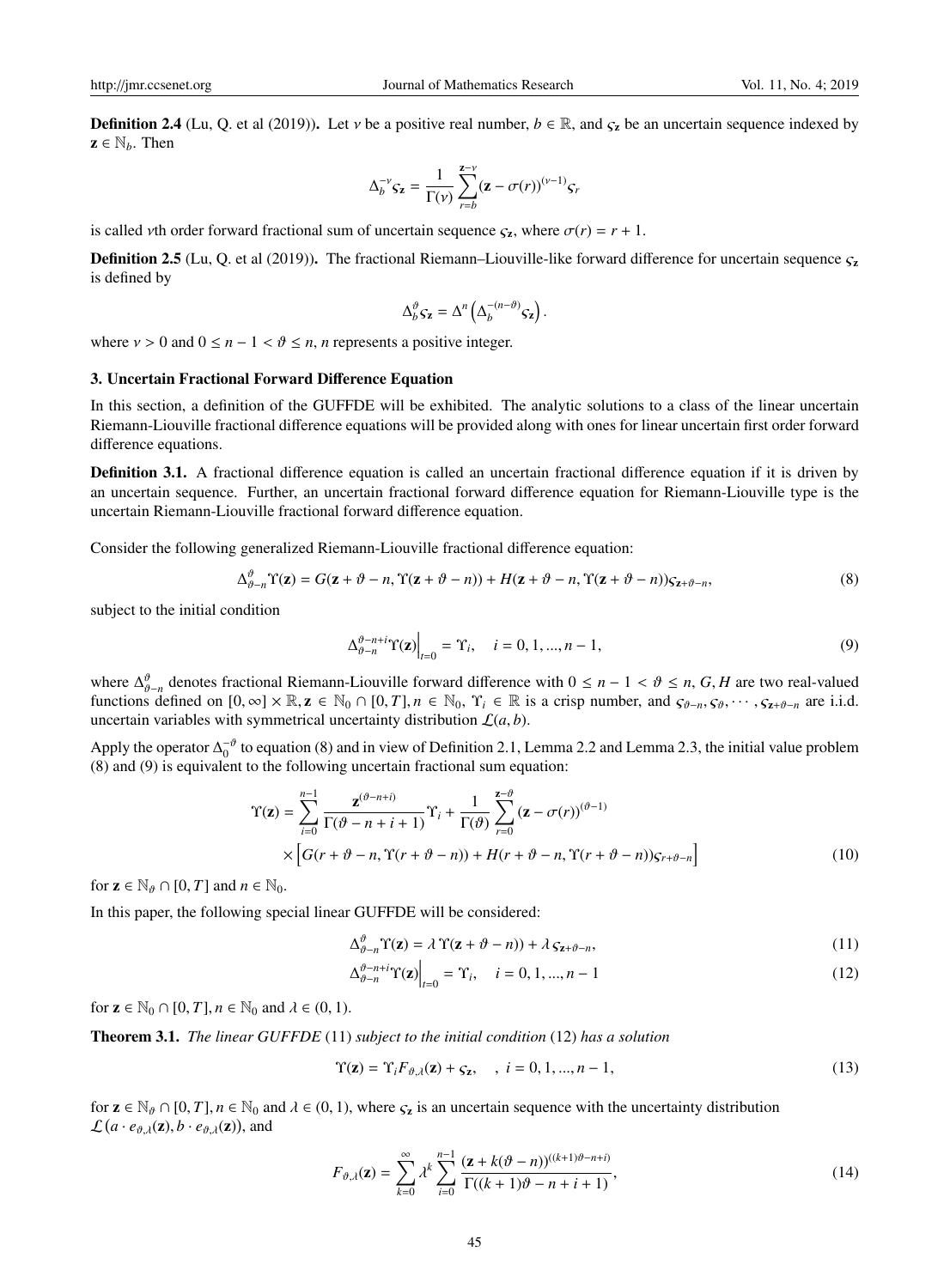**Definition 2.4** (Lu, Q. et al (2019))**.** Let $\nu$ be a positive real number, $b \in \mathbb{R}$, and $\varsigma_{\mathbf{z}}$ be an uncertain sequence indexed by $\mathbf{z} \in \mathbb{N}_b$. Then

$$\Delta_b^{-\nu}\varsigma_{\mathbf{z}} = \frac{1}{\Gamma(\nu)}\sum_{r=b}^{\mathbf{z}-\nu}(\mathbf{z}-\sigma(r))^{(\nu-1)}\varsigma_r$$

is called $\nu$th order forward fractional sum of uncertain sequence $\varsigma_{\mathbf{z}}$, where $\sigma(r) = r + 1$.

**Definition 2.5** (Lu, Q. et al (2019))**.** The fractional Riemann–Liouville-like forward difference for uncertain sequence $\varsigma_{\mathbf{z}}$ is defined by

$$\Delta_b^{\vartheta}\varsigma_{\mathbf{z}} = \Delta^n\left(\Delta_b^{-(n-\vartheta)}\varsigma_{\mathbf{z}}\right).$$

where $\nu > 0$ and $0 \le n - 1 < \vartheta \le n$, $n$ represents a positive integer.

### 3. Uncertain Fractional Forward Difference Equation

In this section, a definition of the GUFFDE will be exhibited. The analytic solutions to a class of the linear uncertain Riemann-Liouville fractional difference equations will be provided along with ones for linear uncertain first order forward difference equations.

**Definition 3.1.** A fractional difference equation is called an uncertain fractional difference equation if it is driven by an uncertain sequence. Further, an uncertain fractional forward difference equation for Riemann-Liouville type is the uncertain Riemann-Liouville fractional forward difference equation.

Consider the following generalized Riemann-Liouville fractional difference equation:

$$\Delta_{\vartheta-n}^{\vartheta}\Upsilon(\mathbf{z}) = G(\mathbf{z}+\vartheta-n, \Upsilon(\mathbf{z}+\vartheta-n)) + H(\mathbf{z}+\vartheta-n, \Upsilon(\mathbf{z}+\vartheta-n))\varsigma_{\mathbf{z}+\vartheta-n}, \tag{8}$$

subject to the initial condition

$$\Delta_{\vartheta-n}^{\vartheta-n+i}\Upsilon(\mathbf{z})\Big|_{t=0} = \Upsilon_i, \quad i = 0, 1, ..., n-1, \tag{9}$$

where $\Delta_{\vartheta-n}^{\vartheta}$ denotes fractional Riemann-Liouville forward difference with $0 \le n - 1 < \vartheta \le n$, $G, H$ are two real-valued functions defined on $[0, \infty] \times \mathbb{R}$, $\mathbf{z} \in \mathbb{N}_0 \cap [0, T], n \in \mathbb{N}_0$, $\Upsilon_i \in \mathbb{R}$ is a crisp number, and $\varsigma_{\vartheta-n}, \varsigma_{\vartheta}, \cdots, \varsigma_{\mathbf{z}+\vartheta-n}$ are i.i.d. uncertain variables with symmetrical uncertainty distribution $\mathcal{L}(a, b)$.

Apply the operator $\Delta_0^{-\vartheta}$ to equation (8) and in view of Definition 2.1, Lemma 2.2 and Lemma 2.3, the initial value problem (8) and (9) is equivalent to the following uncertain fractional sum equation:

$$\begin{aligned}\Upsilon(\mathbf{z}) = &\sum_{i=0}^{n-1}\frac{\mathbf{z}^{(\vartheta-n+i)}}{\Gamma(\vartheta-n+i+1)}\Upsilon_i + \frac{1}{\Gamma(\vartheta)}\sum_{r=0}^{\mathbf{z}-\vartheta}(\mathbf{z}-\sigma(r))^{(\vartheta-1)} \\ &\times\Big[G(r+\vartheta-n, \Upsilon(r+\vartheta-n)) + H(r+\vartheta-n, \Upsilon(r+\vartheta-n))\varsigma_{r+\vartheta-n}\Big]\end{aligned} \tag{10}$$

for $\mathbf{z} \in \mathbb{N}_\vartheta \cap [0, T]$ and $n \in \mathbb{N}_0$.

In this paper, the following special linear GUFFDE will be considered:

$$\Delta_{\vartheta-n}^{\vartheta}\Upsilon(\mathbf{z}) = \lambda\,\Upsilon(\mathbf{z}+\vartheta-n)) + \lambda\,\varsigma_{\mathbf{z}+\vartheta-n}, \tag{11}$$

$$\Delta_{\vartheta-n}^{\vartheta-n+i}\Upsilon(\mathbf{z})\Big|_{t=0} = \Upsilon_i, \quad i = 0, 1, ..., n-1 \tag{12}$$

for $\mathbf{z} \in \mathbb{N}_0 \cap [0, T], n \in \mathbb{N}_0$ and $\lambda \in (0, 1)$.

**Theorem 3.1.** *The linear GUFFDE* (11) *subject to the initial condition* (12) *has a solution*

$$\Upsilon(\mathbf{z}) = \Upsilon_i F_{\vartheta,\lambda}(\mathbf{z}) + \varsigma_{\mathbf{z}}, \quad , \; i = 0, 1, ..., n-1, \tag{13}$$

for $\mathbf{z} \in \mathbb{N}_\vartheta \cap [0, T], n \in \mathbb{N}_0$ and $\lambda \in (0, 1)$, where $\varsigma_{\mathbf{z}}$ is an uncertain sequence with the uncertainty distribution $\mathcal{L}(a \cdot e_{\vartheta,\lambda}(\mathbf{z}), b \cdot e_{\vartheta,\lambda}(\mathbf{z}))$, and

$$F_{\vartheta,\lambda}(\mathbf{z}) = \sum_{k=0}^{\infty}\lambda^k\sum_{i=0}^{n-1}\frac{(\mathbf{z}+k(\vartheta-n))^{((k+1)\vartheta-n+i)}}{\Gamma((k+1)\vartheta-n+i+1)}, \tag{14}$$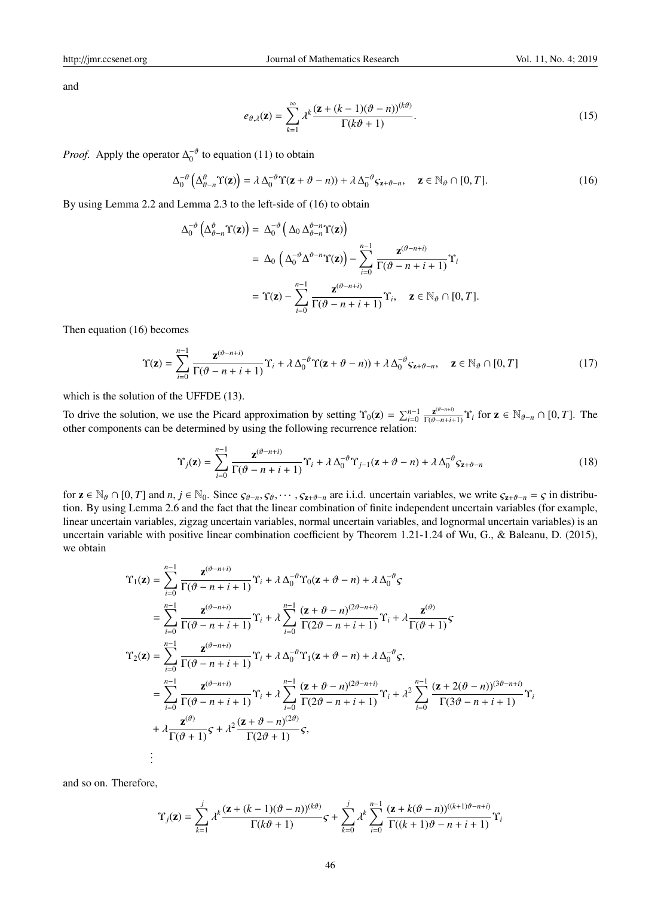and

$$e_{\vartheta,\lambda}(\mathbf{z}) = \sum_{k=1}^{\infty} \lambda^k \frac{(\mathbf{z} + (k-1)(\vartheta - n))^{(k\vartheta)}}{\Gamma(k\vartheta + 1)}. \tag{15}$$

*Proof.* Apply the operator $\Delta_0^{-\vartheta}$ to equation (11) to obtain

$$\Delta_0^{-\vartheta}\left(\Delta_{\vartheta-n}^{\vartheta}\Upsilon(\mathbf{z})\right) = \lambda\,\Delta_0^{-\vartheta}\Upsilon(\mathbf{z} + \vartheta - n)) + \lambda\,\Delta_0^{-\vartheta}\varsigma_{\mathbf{z}+\vartheta-n}, \quad \mathbf{z} \in \mathbb{N}_\vartheta \cap [0, T]. \tag{16}$$

By using Lemma 2.2 and Lemma 2.3 to the left-side of (16) to obtain

$$\begin{aligned}
\Delta_0^{-\vartheta}\left(\Delta_{\vartheta-n}^{\vartheta}\Upsilon(\mathbf{z})\right) &= \Delta_0^{-\vartheta}\left(\Delta_0\,\Delta_{\vartheta-n}^{\vartheta-n}\Upsilon(\mathbf{z})\right) \\
&= \Delta_0\left(\Delta_0^{-\vartheta}\Delta^{\vartheta-n}\Upsilon(\mathbf{z})\right) - \sum_{i=0}^{n-1}\frac{\mathbf{z}^{(\vartheta-n+i)}}{\Gamma(\vartheta-n+i+1)}\Upsilon_i \\
&= \Upsilon(\mathbf{z}) - \sum_{i=0}^{n-1}\frac{\mathbf{z}^{(\vartheta-n+i)}}{\Gamma(\vartheta-n+i+1)}\Upsilon_i, \quad \mathbf{z} \in \mathbb{N}_\vartheta \cap [0, T].
\end{aligned}$$

Then equation (16) becomes

$$\Upsilon(\mathbf{z}) = \sum_{i=0}^{n-1}\frac{\mathbf{z}^{(\vartheta-n+i)}}{\Gamma(\vartheta-n+i+1)}\Upsilon_i + \lambda\,\Delta_0^{-\vartheta}\Upsilon(\mathbf{z} + \vartheta - n)) + \lambda\,\Delta_0^{-\vartheta}\varsigma_{\mathbf{z}+\vartheta-n}, \quad \mathbf{z} \in \mathbb{N}_\vartheta \cap [0, T] \tag{17}$$

which is the solution of the UFFDE (13).

To drive the solution, we use the Picard approximation by setting $\Upsilon_0(\mathbf{z}) = \sum_{i=0}^{n-1}\frac{\mathbf{z}^{(\vartheta-n+i)}}{\Gamma(\vartheta-n+i+1)}\Upsilon_i$ for $\mathbf{z} \in \mathbb{N}_{\vartheta-n} \cap [0, T]$. The other components can be determined by using the following recurrence relation:

$$\Upsilon_j(\mathbf{z}) = \sum_{i=0}^{n-1}\frac{\mathbf{z}^{(\vartheta-n+i)}}{\Gamma(\vartheta-n+i+1)}\Upsilon_i + \lambda\,\Delta_0^{-\vartheta}\Upsilon_{j-1}(\mathbf{z} + \vartheta - n) + \lambda\,\Delta_0^{-\vartheta}\varsigma_{\mathbf{z}+\vartheta-n} \tag{18}$$

for $\mathbf{z} \in \mathbb{N}_\vartheta \cap [0, T]$ and $n, j \in \mathbb{N}_0$. Since $\varsigma_{\vartheta-n}, \varsigma_\vartheta, \cdots, \varsigma_{\mathbf{z}+\vartheta-n}$ are i.i.d. uncertain variables, we write $\varsigma_{\mathbf{z}+\vartheta-n} = \varsigma$ in distribution. By using Lemma 2.6 and the fact that the linear combination of finite independent uncertain variables (for example, linear uncertain variables, zigzag uncertain variables, normal uncertain variables, and lognormal uncertain variables) is an uncertain variable with positive linear combination coefficient by Theorem 1.21-1.24 of Wu, G., & Baleanu, D. (2015), we obtain

$$\begin{aligned}
\Upsilon_1(\mathbf{z}) &= \sum_{i=0}^{n-1}\frac{\mathbf{z}^{(\vartheta-n+i)}}{\Gamma(\vartheta-n+i+1)}\Upsilon_i + \lambda\,\Delta_0^{-\vartheta}\Upsilon_0(\mathbf{z} + \vartheta - n) + \lambda\,\Delta_0^{-\vartheta}\varsigma \\
&= \sum_{i=0}^{n-1}\frac{\mathbf{z}^{(\vartheta-n+i)}}{\Gamma(\vartheta-n+i+1)}\Upsilon_i + \lambda\sum_{i=0}^{n-1}\frac{(\mathbf{z}+\vartheta-n)^{(2\vartheta-n+i)}}{\Gamma(2\vartheta-n+i+1)}\Upsilon_i + \lambda\frac{\mathbf{z}^{(\vartheta)}}{\Gamma(\vartheta+1)}\varsigma \\
\Upsilon_2(\mathbf{z}) &= \sum_{i=0}^{n-1}\frac{\mathbf{z}^{(\vartheta-n+i)}}{\Gamma(\vartheta-n+i+1)}\Upsilon_i + \lambda\,\Delta_0^{-\vartheta}\Upsilon_1(\mathbf{z} + \vartheta - n) + \lambda\,\Delta_0^{-\vartheta}\varsigma, \\
&= \sum_{i=0}^{n-1}\frac{\mathbf{z}^{(\vartheta-n+i)}}{\Gamma(\vartheta-n+i+1)}\Upsilon_i + \lambda\sum_{i=0}^{n-1}\frac{(\mathbf{z}+\vartheta-n)^{(2\vartheta-n+i)}}{\Gamma(2\vartheta-n+i+1)}\Upsilon_i + \lambda^2\sum_{i=0}^{n-1}\frac{(\mathbf{z}+2(\vartheta-n))^{(3\vartheta-n+i)}}{\Gamma(3\vartheta-n+i+1)}\Upsilon_i \\
&\quad + \lambda\frac{\mathbf{z}^{(\vartheta)}}{\Gamma(\vartheta+1)}\varsigma + \lambda^2\frac{(\mathbf{z}+\vartheta-n)^{(2\vartheta)}}{\Gamma(2\vartheta+1)}\varsigma, \\
&\ \ \vdots
\end{aligned}$$

and so on. Therefore,

$$\Upsilon_j(\mathbf{z}) = \sum_{k=1}^{j}\lambda^k\frac{(\mathbf{z}+(k-1)(\vartheta-n))^{(k\vartheta)}}{\Gamma(k\vartheta+1)}\varsigma + \sum_{k=0}^{j}\lambda^k\sum_{i=0}^{n-1}\frac{(\mathbf{z}+k(\vartheta-n))^{((k+1)\vartheta-n+i)}}{\Gamma((k+1)\vartheta-n+i+1)}\Upsilon_i$$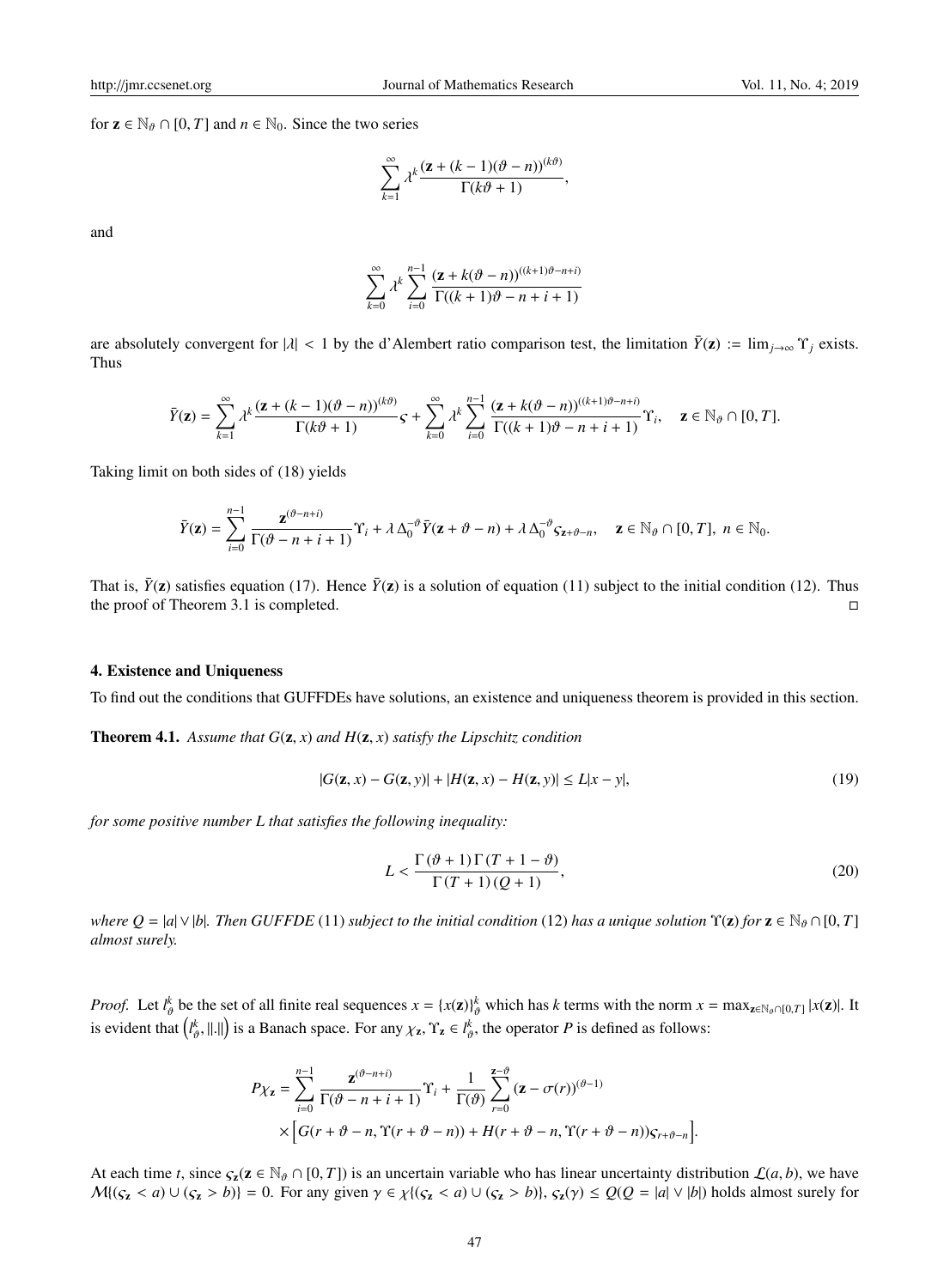for $\mathbf{z} \in \mathbb{N}_\vartheta \cap [0, T]$ and $n \in \mathbb{N}_0$. Since the two series

$$\sum_{k=1}^{\infty} \lambda^k \frac{(\mathbf{z} + (k-1)(\vartheta - n))^{(k\vartheta)}}{\Gamma(k\vartheta + 1)},$$

and

$$\sum_{k=0}^{\infty} \lambda^k \sum_{i=0}^{n-1} \frac{(\mathbf{z} + k(\vartheta - n))^{((k+1)\vartheta - n + i)}}{\Gamma((k+1)\vartheta - n + i + 1)}$$

are absolutely convergent for $|\lambda| < 1$ by the d'Alembert ratio comparison test, the limitation $\bar{Y}(\mathbf{z}) := \lim_{j \to \infty} \Upsilon_j$ exists. Thus

$$\bar{Y}(\mathbf{z}) = \sum_{k=1}^{\infty} \lambda^k \frac{(\mathbf{z} + (k-1)(\vartheta - n))^{(k\vartheta)}}{\Gamma(k\vartheta + 1)} \varsigma + \sum_{k=0}^{\infty} \lambda^k \sum_{i=0}^{n-1} \frac{(\mathbf{z} + k(\vartheta - n))^{((k+1)\vartheta - n + i)}}{\Gamma((k+1)\vartheta - n + i + 1)} \Upsilon_i, \quad \mathbf{z} \in \mathbb{N}_\vartheta \cap [0, T].$$

Taking limit on both sides of (18) yields

$$\bar{Y}(\mathbf{z}) = \sum_{i=0}^{n-1} \frac{\mathbf{z}^{(\vartheta - n + i)}}{\Gamma(\vartheta - n + i + 1)} \Upsilon_i + \lambda \, \Delta_0^{-\vartheta} \bar{Y}(\mathbf{z} + \vartheta - n) + \lambda \, \Delta_0^{-\vartheta} \varsigma_{\mathbf{z} + \vartheta - n}, \quad \mathbf{z} \in \mathbb{N}_\vartheta \cap [0, T], \ n \in \mathbb{N}_0.$$

That is, $\bar{Y}(\mathbf{z})$ satisfies equation (17). Hence $\bar{Y}(\mathbf{z})$ is a solution of equation (11) subject to the initial condition (12). Thus the proof of Theorem 3.1 is completed. □

## 4. Existence and Uniqueness

To find out the conditions that GUFFDEs have solutions, an existence and uniqueness theorem is provided in this section.

**Theorem 4.1.** *Assume that $G(\mathbf{z}, x)$ and $H(\mathbf{z}, x)$ satisfy the Lipschitz condition*

$$|G(\mathbf{z}, x) - G(\mathbf{z}, y)| + |H(\mathbf{z}, x) - H(\mathbf{z}, y)| \leq L|x - y|, \tag{19}$$

*for some positive number $L$ that satisfies the following inequality:*

$$L < \frac{\Gamma(\vartheta + 1) \, \Gamma(T + 1 - \vartheta)}{\Gamma(T + 1) \, (Q + 1)}, \tag{20}$$

*where $Q = |a| \vee |b|$. Then GUFFDE (11) subject to the initial condition (12) has a unique solution $\Upsilon(\mathbf{z})$ for $\mathbf{z} \in \mathbb{N}_\vartheta \cap [0, T]$ almost surely.*

*Proof.* Let $l_\vartheta^k$ be the set of all finite real sequences $x = \{x(\mathbf{z})\}_\vartheta^k$ which has $k$ terms with the norm $x = \max_{\mathbf{z} \in \mathbb{N}_\vartheta \cap [0,T]} |x(\mathbf{z})|$. It is evident that $\left(l_\vartheta^k, \|.\|\right)$ is a Banach space. For any $\chi_\mathbf{z}, \Upsilon_\mathbf{z} \in l_\vartheta^k$, the operator $P$ is defined as follows:

$$\begin{aligned} P\chi_\mathbf{z} = &\sum_{i=0}^{n-1} \frac{\mathbf{z}^{(\vartheta - n + i)}}{\Gamma(\vartheta - n + i + 1)} \Upsilon_i + \frac{1}{\Gamma(\vartheta)} \sum_{r=0}^{\mathbf{z} - \vartheta} (\mathbf{z} - \sigma(r))^{(\vartheta - 1)} \\ &\times \Big[ G(r + \vartheta - n, \Upsilon(r + \vartheta - n)) + H(r + \vartheta - n, \Upsilon(r + \vartheta - n)) \varsigma_{r + \vartheta - n} \Big]. \end{aligned}$$

At each time $t$, since $\varsigma_\mathbf{z} (\mathbf{z} \in \mathbb{N}_\vartheta \cap [0, T])$ is an uncertain variable who has linear uncertainty distribution $\mathcal{L}(a, b)$, we have $\mathcal{M}\{(\varsigma_\mathbf{z} < a) \cup (\varsigma_\mathbf{z} > b)\} = 0$. For any given $\gamma \in \chi\{(\varsigma_\mathbf{z} < a) \cup (\varsigma_\mathbf{z} > b)\}$, $\varsigma_\mathbf{z}(\gamma) \leq Q (Q = |a| \vee |b|)$ holds almost surely for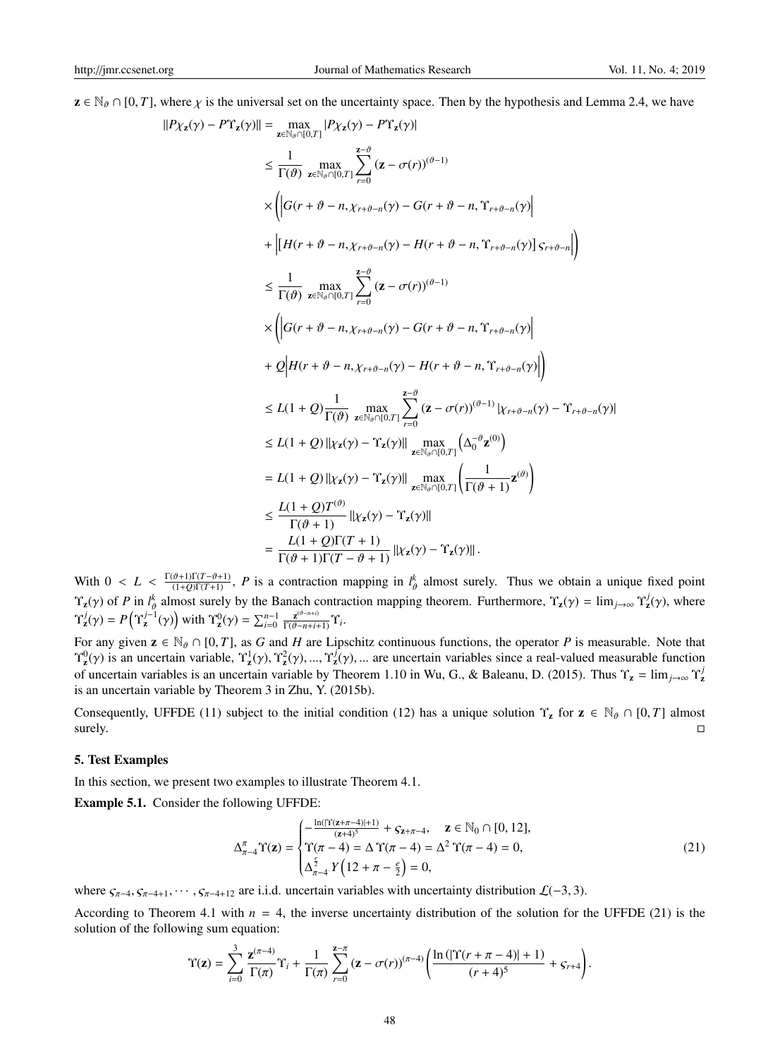$\mathbf{z} \in \mathbb{N}_\vartheta \cap [0, T]$, where $\chi$ is the universal set on the uncertainty space. Then by the hypothesis and Lemma 2.4, we have

$$
\begin{aligned}
\|P\chi_{\mathbf{z}}(\gamma) - P\Upsilon_{\mathbf{z}}(\gamma)\| &= \max_{\mathbf{z}\in\mathbb{N}_\vartheta\cap[0,T]} |P\chi_{\mathbf{z}}(\gamma) - P\Upsilon_{\mathbf{z}}(\gamma)| \\
&\leq \frac{1}{\Gamma(\vartheta)} \max_{\mathbf{z}\in\mathbb{N}_\vartheta\cap[0,T]} \sum_{r=0}^{\mathbf{z}-\vartheta} (\mathbf{z} - \sigma(r))^{(\vartheta-1)} \\
&\times \Big( \Big| G(r+\vartheta-n, \chi_{r+\vartheta-n}(\gamma) - G(r+\vartheta-n, \Upsilon_{r+\vartheta-n}(\gamma) \Big| \\
&+ \Big| \left[ H(r+\vartheta-n, \chi_{r+\vartheta-n}(\gamma) - H(r+\vartheta-n, \Upsilon_{r+\vartheta-n}(\gamma) \right] \varsigma_{r+\vartheta-n} \Big| \Big) \\
&\leq \frac{1}{\Gamma(\vartheta)} \max_{\mathbf{z}\in\mathbb{N}_\vartheta\cap[0,T]} \sum_{r=0}^{\mathbf{z}-\vartheta} (\mathbf{z} - \sigma(r))^{(\vartheta-1)} \\
&\times \Big( \Big| G(r+\vartheta-n, \chi_{r+\vartheta-n}(\gamma) - G(r+\vartheta-n, \Upsilon_{r+\vartheta-n}(\gamma) \Big| \\
&+ Q \Big| H(r+\vartheta-n, \chi_{r+\vartheta-n}(\gamma) - H(r+\vartheta-n, \Upsilon_{r+\vartheta-n}(\gamma) \Big| \Big) \\
&\leq L(1+Q) \frac{1}{\Gamma(\vartheta)} \max_{\mathbf{z}\in\mathbb{N}_\vartheta\cap[0,T]} \sum_{r=0}^{\mathbf{z}-\vartheta} (\mathbf{z} - \sigma(r))^{(\vartheta-1)} |\chi_{r+\vartheta-n}(\gamma) - \Upsilon_{r+\vartheta-n}(\gamma)| \\
&\leq L(1+Q) \|\chi_{\mathbf{z}}(\gamma) - \Upsilon_{\mathbf{z}}(\gamma)\| \max_{\mathbf{z}\in\mathbb{N}_\vartheta\cap[0,T]} \left( \Delta_0^{-\vartheta} \mathbf{z}^{(0)} \right) \\
&= L(1+Q) \|\chi_{\mathbf{z}}(\gamma) - \Upsilon_{\mathbf{z}}(\gamma)\| \max_{\mathbf{z}\in\mathbb{N}_\vartheta\cap[0,T]} \left( \frac{1}{\Gamma(\vartheta+1)} \mathbf{z}^{(\vartheta)} \right) \\
&\leq \frac{L(1+Q)T^{(\vartheta)}}{\Gamma(\vartheta+1)} \|\chi_{\mathbf{z}}(\gamma) - \Upsilon_{\mathbf{z}}(\gamma)\| \\
&= \frac{L(1+Q)\Gamma(T+1)}{\Gamma(\vartheta+1)\Gamma(T-\vartheta+1)} \|\chi_{\mathbf{z}}(\gamma) - \Upsilon_{\mathbf{z}}(\gamma)\|.
\end{aligned}
$$

With $0 < L < \frac{\Gamma(\vartheta+1)\Gamma(T-\vartheta+1)}{(1+Q)\Gamma(T+1)}$, $P$ is a contraction mapping in $l_\vartheta^k$ almost surely. Thus we obtain a unique fixed point $\Upsilon_{\mathbf{z}}(\gamma)$ of $P$ in $l_\vartheta^k$ almost surely by the Banach contraction mapping theorem. Furthermore, $\Upsilon_{\mathbf{z}}(\gamma) = \lim_{j\to\infty} \Upsilon_{\mathbf{z}}^j(\gamma)$, where $\Upsilon_{\mathbf{z}}^j(\gamma) = P\left(\Upsilon_{\mathbf{z}}^{j-1}(\gamma)\right)$ with $\Upsilon_{\mathbf{z}}^0(\gamma) = \sum_{i=0}^{n-1} \frac{\mathbf{z}^{(\vartheta-n+i)}}{\Gamma(\vartheta-n+i+1)} \Upsilon_i$.

For any given $\mathbf{z} \in \mathbb{N}_\vartheta \cap [0, T]$, as $G$ and $H$ are Lipschitz continuous functions, the operator $P$ is measurable. Note that $\Upsilon_{\mathbf{z}}^0(\gamma)$ is an uncertain variable, $\Upsilon_{\mathbf{z}}^1(\gamma), \Upsilon_{\mathbf{z}}^2(\gamma), ..., \Upsilon_{\mathbf{z}}^j(\gamma), ...$ are uncertain variables since a real-valued measurable function of uncertain variables is an uncertain variable by Theorem 1.10 in Wu, G., & Baleanu, D. (2015). Thus $\Upsilon_{\mathbf{z}} = \lim_{j\to\infty} \Upsilon_{\mathbf{z}}^j$ is an uncertain variable by Theorem 3 in Zhu, Y. (2015b).

Consequently, UFFDE (11) subject to the initial condition (12) has a unique solution $\Upsilon_{\mathbf{z}}$ for $\mathbf{z} \in \mathbb{N}_\vartheta \cap [0, T]$ almost surely. □

## 5. Test Examples

In this section, we present two examples to illustrate Theorem 4.1.

**Example 5.1.** Consider the following UFFDE:

$$
\Delta_{\pi-4}^{\pi} \Upsilon(\mathbf{z}) = \begin{cases} -\frac{\ln(|\Upsilon(\mathbf{z}+\pi-4)|+1)}{(\mathbf{z}+4)^5} + \varsigma_{\mathbf{z}+\pi-4}, & \mathbf{z} \in \mathbb{N}_0 \cap [0, 12], \\ \Upsilon(\pi-4) = \Delta\,\Upsilon(\pi-4) = \Delta^2\,\Upsilon(\pi-4) = 0, \\ \Delta_{\pi-4}^{\frac{e}{2}}\, Y\left(12 + \pi - \frac{e}{2}\right) = 0, \end{cases} \tag{21}
$$

where $\varsigma_{\pi-4}, \varsigma_{\pi-4+1}, \cdots, \varsigma_{\pi-4+12}$ are i.i.d. uncertain variables with uncertainty distribution $\mathcal{L}(-3, 3)$.

According to Theorem 4.1 with $n = 4$, the inverse uncertainty distribution of the solution for the UFFDE (21) is the solution of the following sum equation:

$$
\Upsilon(\mathbf{z}) = \sum_{i=0}^{3} \frac{\mathbf{z}^{(\pi-4)}}{\Gamma(\pi)} \Upsilon_i + \frac{1}{\Gamma(\pi)} \sum_{r=0}^{\mathbf{z}-\pi} (\mathbf{z} - \sigma(r))^{(\pi-4)} \left( \frac{\ln(|\Upsilon(r+\pi-4)|+1)}{(r+4)^5} + \varsigma_{r+4} \right).
$$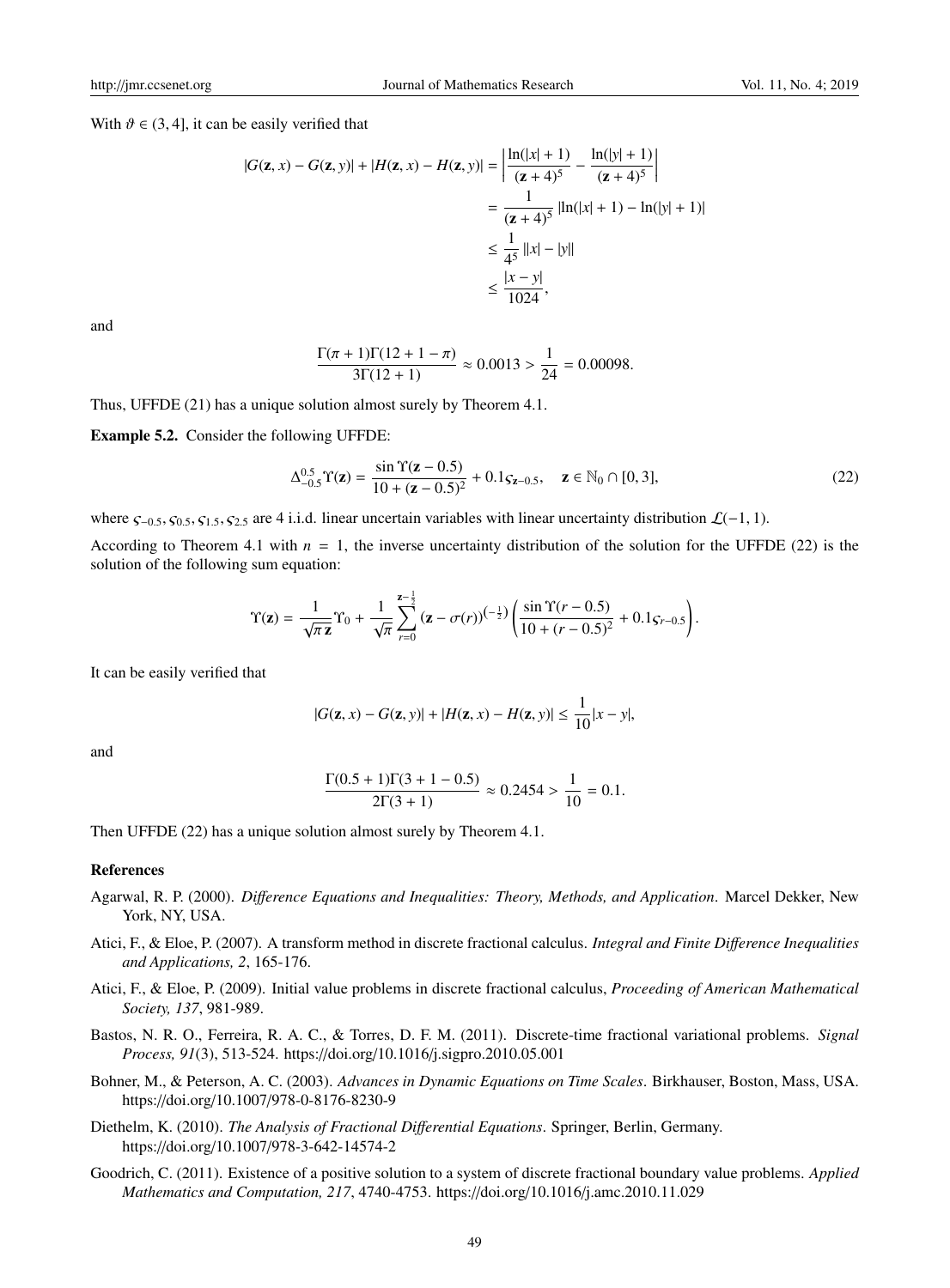With $\vartheta \in (3, 4]$, it can be easily verified that

$$
\begin{aligned}
|G(\mathbf{z}, x) - G(\mathbf{z}, y)| + |H(\mathbf{z}, x) - H(\mathbf{z}, y)| &= \left| \frac{\ln(|x| + 1)}{(\mathbf{z} + 4)^5} - \frac{\ln(|y| + 1)}{(\mathbf{z} + 4)^5} \right| \\
&= \frac{1}{(\mathbf{z} + 4)^5} \left| \ln(|x| + 1) - \ln(|y| + 1) \right| \\
&\leq \frac{1}{4^5} \left| |x| - |y| \right| \\
&\leq \frac{|x - y|}{1024},
\end{aligned}
$$

and

$$
\frac{\Gamma(\pi + 1)\Gamma(12 + 1 - \pi)}{3\Gamma(12 + 1)} \approx 0.0013 > \frac{1}{24} = 0.00098.
$$

Thus, UFFDE (21) has a unique solution almost surely by Theorem 4.1.

**Example 5.2.** Consider the following UFFDE:

$$
\Delta_{-0.5}^{0.5} \Upsilon(\mathbf{z}) = \frac{\sin \Upsilon(\mathbf{z} - 0.5)}{10 + (\mathbf{z} - 0.5)^2} + 0.1 \varsigma_{\mathbf{z} - 0.5}, \quad \mathbf{z} \in \mathbb{N}_0 \cap [0, 3], \tag{22}
$$

where $\varsigma_{-0.5}, \varsigma_{0.5}, \varsigma_{1.5}, \varsigma_{2.5}$ are 4 i.i.d. linear uncertain variables with linear uncertainty distribution $\mathcal{L}(-1, 1)$.

According to Theorem 4.1 with $n = 1$, the inverse uncertainty distribution of the solution for the UFFDE (22) is the solution of the following sum equation:

$$
\Upsilon(\mathbf{z}) = \frac{1}{\sqrt{\pi \, \mathbf{z}}} \Upsilon_0 + \frac{1}{\sqrt{\pi}} \sum_{r=0}^{\mathbf{z} - \frac{1}{2}} (\mathbf{z} - \sigma(r))^{\left(-\frac{1}{2}\right)} \left( \frac{\sin \Upsilon(r - 0.5)}{10 + (r - 0.5)^2} + 0.1 \varsigma_{r - 0.5} \right).
$$

It can be easily verified that

$$
|G(\mathbf{z}, x) - G(\mathbf{z}, y)| + |H(\mathbf{z}, x) - H(\mathbf{z}, y)| \leq \frac{1}{10} |x - y|,
$$

and

$$
\frac{\Gamma(0.5 + 1)\Gamma(3 + 1 - 0.5)}{2\Gamma(3 + 1)} \approx 0.2454 > \frac{1}{10} = 0.1.
$$

Then UFFDE (22) has a unique solution almost surely by Theorem 4.1.

## References

Agarwal, R. P. (2000). *Difference Equations and Inequalities: Theory, Methods, and Application*. Marcel Dekker, New York, NY, USA.

Atici, F., & Eloe, P. (2007). A transform method in discrete fractional calculus. *Integral and Finite Difference Inequalities and Applications, 2*, 165-176.

Atici, F., & Eloe, P. (2009). Initial value problems in discrete fractional calculus, *Proceeding of American Mathematical Society, 137*, 981-989.

Bastos, N. R. O., Ferreira, R. A. C., & Torres, D. F. M. (2011). Discrete-time fractional variational problems. *Signal Process, 91*(3), 513-524. https://doi.org/10.1016/j.sigpro.2010.05.001

Bohner, M., & Peterson, A. C. (2003). *Advances in Dynamic Equations on Time Scales*. Birkhauser, Boston, Mass, USA. https://doi.org/10.1007/978-0-8176-8230-9

Diethelm, K. (2010). *The Analysis of Fractional Differential Equations*. Springer, Berlin, Germany. https://doi.org/10.1007/978-3-642-14574-2

Goodrich, C. (2011). Existence of a positive solution to a system of discrete fractional boundary value problems. *Applied Mathematics and Computation, 217*, 4740-4753. https://doi.org/10.1016/j.amc.2010.11.029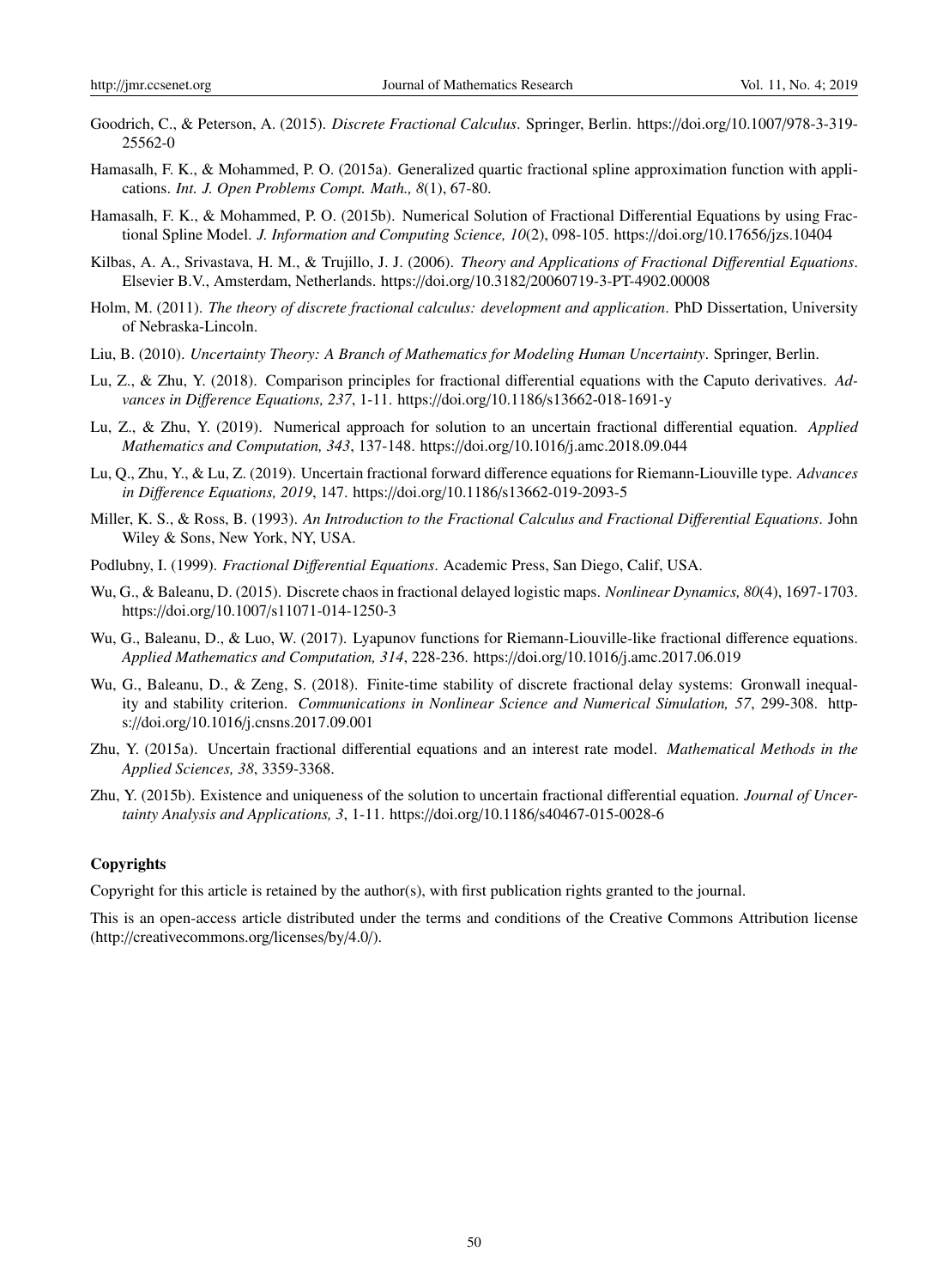Goodrich, C., & Peterson, A. (2015). *Discrete Fractional Calculus*. Springer, Berlin. https://doi.org/10.1007/978-3-319-25562-0

Hamasalh, F. K., & Mohammed, P. O. (2015a). Generalized quartic fractional spline approximation function with applications. *Int. J. Open Problems Compt. Math., 8*(1), 67-80.

Hamasalh, F. K., & Mohammed, P. O. (2015b). Numerical Solution of Fractional Differential Equations by using Fractional Spline Model. *J. Information and Computing Science, 10*(2), 098-105. https://doi.org/10.17656/jzs.10404

Kilbas, A. A., Srivastava, H. M., & Trujillo, J. J. (2006). *Theory and Applications of Fractional Differential Equations*. Elsevier B.V., Amsterdam, Netherlands. https://doi.org/10.3182/20060719-3-PT-4902.00008

Holm, M. (2011). *The theory of discrete fractional calculus: development and application*. PhD Dissertation, University of Nebraska-Lincoln.

Liu, B. (2010). *Uncertainty Theory: A Branch of Mathematics for Modeling Human Uncertainty*. Springer, Berlin.

Lu, Z., & Zhu, Y. (2018). Comparison principles for fractional differential equations with the Caputo derivatives. *Advances in Difference Equations, 237*, 1-11. https://doi.org/10.1186/s13662-018-1691-y

Lu, Z., & Zhu, Y. (2019). Numerical approach for solution to an uncertain fractional differential equation. *Applied Mathematics and Computation, 343*, 137-148. https://doi.org/10.1016/j.amc.2018.09.044

Lu, Q., Zhu, Y., & Lu, Z. (2019). Uncertain fractional forward difference equations for Riemann-Liouville type. *Advances in Difference Equations, 2019*, 147. https://doi.org/10.1186/s13662-019-2093-5

Miller, K. S., & Ross, B. (1993). *An Introduction to the Fractional Calculus and Fractional Differential Equations*. John Wiley & Sons, New York, NY, USA.

Podlubny, I. (1999). *Fractional Differential Equations*. Academic Press, San Diego, Calif, USA.

Wu, G., & Baleanu, D. (2015). Discrete chaos in fractional delayed logistic maps. *Nonlinear Dynamics, 80*(4), 1697-1703. https://doi.org/10.1007/s11071-014-1250-3

Wu, G., Baleanu, D., & Luo, W. (2017). Lyapunov functions for Riemann-Liouville-like fractional difference equations. *Applied Mathematics and Computation, 314*, 228-236. https://doi.org/10.1016/j.amc.2017.06.019

Wu, G., Baleanu, D., & Zeng, S. (2018). Finite-time stability of discrete fractional delay systems: Gronwall inequality and stability criterion. *Communications in Nonlinear Science and Numerical Simulation, 57*, 299-308. https://doi.org/10.1016/j.cnsns.2017.09.001

Zhu, Y. (2015a). Uncertain fractional differential equations and an interest rate model. *Mathematical Methods in the Applied Sciences, 38*, 3359-3368.

Zhu, Y. (2015b). Existence and uniqueness of the solution to uncertain fractional differential equation. *Journal of Uncertainty Analysis and Applications, 3*, 1-11. https://doi.org/10.1186/s40467-015-0028-6

### Copyrights

Copyright for this article is retained by the author(s), with first publication rights granted to the journal.

This is an open-access article distributed under the terms and conditions of the Creative Commons Attribution license (http://creativecommons.org/licenses/by/4.0/).